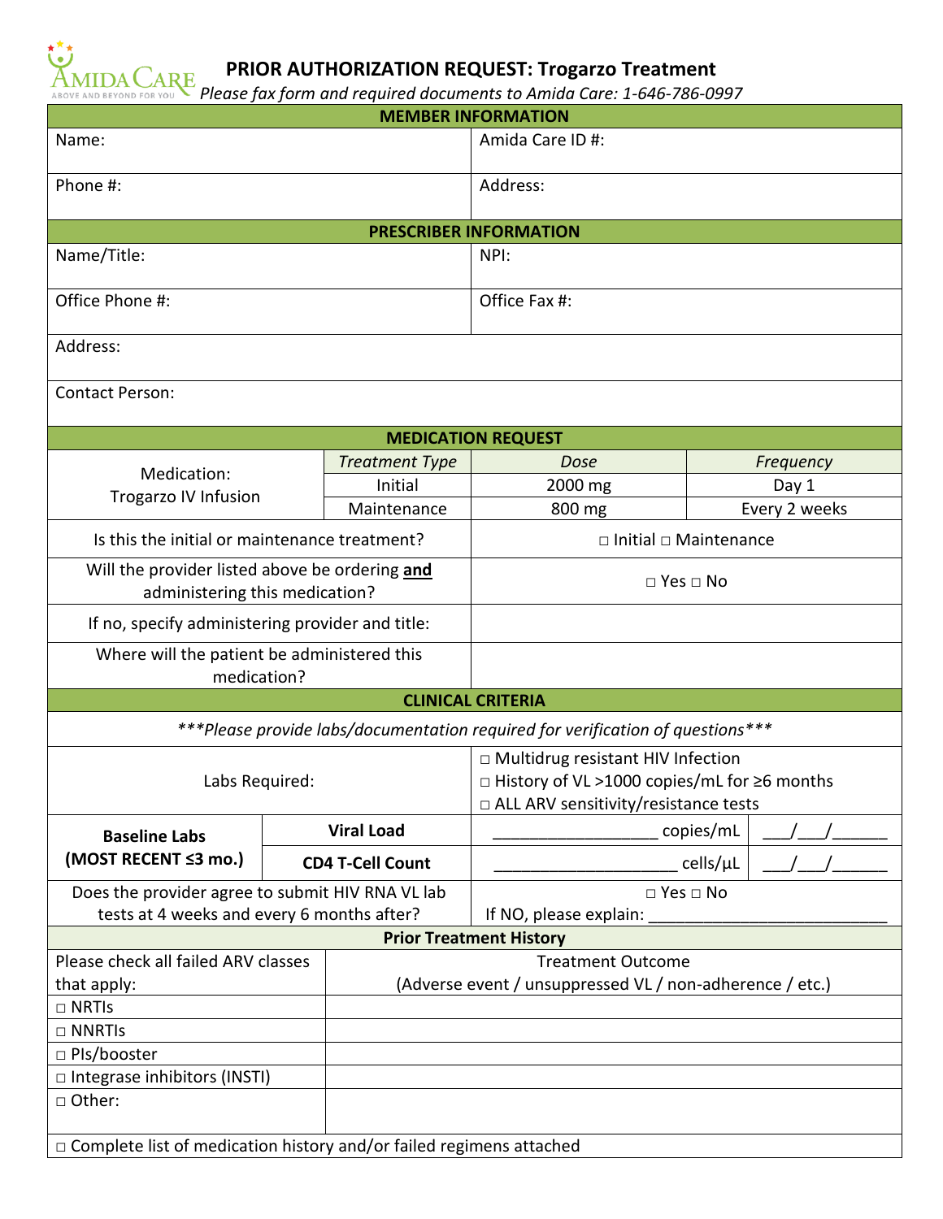# PRIOR AUTHORIZATION REQUEST: Trogarzo Treatment

*Please fax form and required documents to Amida Care: 1-646-786-0997*

| MEMBER INFORMATION | |
|---|---|
| Name: | Amida Care ID #: |
| Phone #: | Address: |

| PRESCRIBER INFORMATION | |
|---|---|
| Name/Title: | NPI: |
| Office Phone #: | Office Fax #: |
| Address: | |
| Contact Person: | |

| MEDICATION REQUEST | | | |
|---|---|---|---|
| Medication: Trogarzo IV Infusion | *Treatment Type* | *Dose* | *Frequency* |
| | Initial | 2000 mg | Day 1 |
| | Maintenance | 800 mg | Every 2 weeks |
| Is this the initial or maintenance treatment? | | □ Initial □ Maintenance | |
| Will the provider listed above be ordering **and** administering this medication? | | □ Yes □ No | |
| If no, specify administering provider and title: | | | |
| Where will the patient be administered this medication? | | | |

| CLINICAL CRITERIA | | | |
|---|---|---|---|
| ****Please provide labs/documentation required for verification of questions**** | | | |
| Labs Required: | | □ Multidrug resistant HIV Infection<br>□ History of VL >1000 copies/mL for ≥6 months<br>□ ALL ARV sensitivity/resistance tests | |
| **Baseline Labs (MOST RECENT ≤3 mo.)** | **Viral Load** | __________________ copies/mL | ___/___/______ |
| | **CD4 T-Cell Count** | ____________________ cells/μL | ___/___/______ |
| Does the provider agree to submit HIV RNA VL lab tests at 4 weeks and every 6 months after? | | □ Yes □ No<br>If NO, please explain: ___________________________ | |

| Prior Treatment History | |
|---|---|
| Please check all failed ARV classes that apply: | Treatment Outcome (Adverse event / unsuppressed VL / non-adherence / etc.) |
| □ NRTIs | |
| □ NNRTIs | |
| □ PIs/booster | |
| □ Integrase inhibitors (INSTI) | |
| □ Other: | |
| □ Complete list of medication history and/or failed regimens attached | |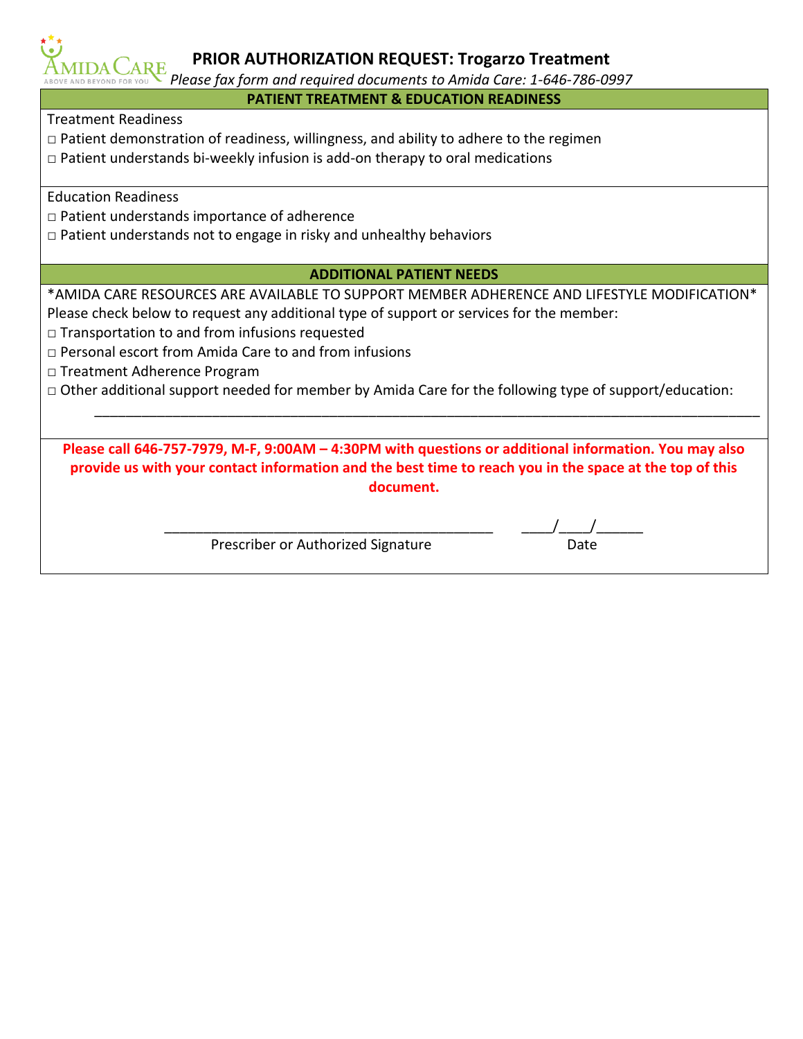AMIDA CARE
ABOVE AND BEYOND FOR YOU

# PRIOR AUTHORIZATION REQUEST: Trogarzo Treatment

*Please fax form and required documents to Amida Care: 1-646-786-0997*

## PATIENT TREATMENT & EDUCATION READINESS

Treatment Readiness

□ Patient demonstration of readiness, willingness, and ability to adhere to the regimen

□ Patient understands bi-weekly infusion is add-on therapy to oral medications

Education Readiness

□ Patient understands importance of adherence

□ Patient understands not to engage in risky and unhealthy behaviors

## ADDITIONAL PATIENT NEEDS

*AMIDA CARE RESOURCES ARE AVAILABLE TO SUPPORT MEMBER ADHERENCE AND LIFESTYLE MODIFICATION*

Please check below to request any additional type of support or services for the member:

□ Transportation to and from infusions requested

□ Personal escort from Amida Care to and from infusions

□ Treatment Adherence Program

□ Other additional support needed for member by Amida Care for the following type of support/education:

______________________________________________________________________________

**Please call 646-757-7979, M-F, 9:00AM – 4:30PM with questions or additional information. You may also provide us with your contact information and the best time to reach you in the space at the top of this document.**

_________________________________________ ____/____/______

Prescriber or Authorized Signature Date